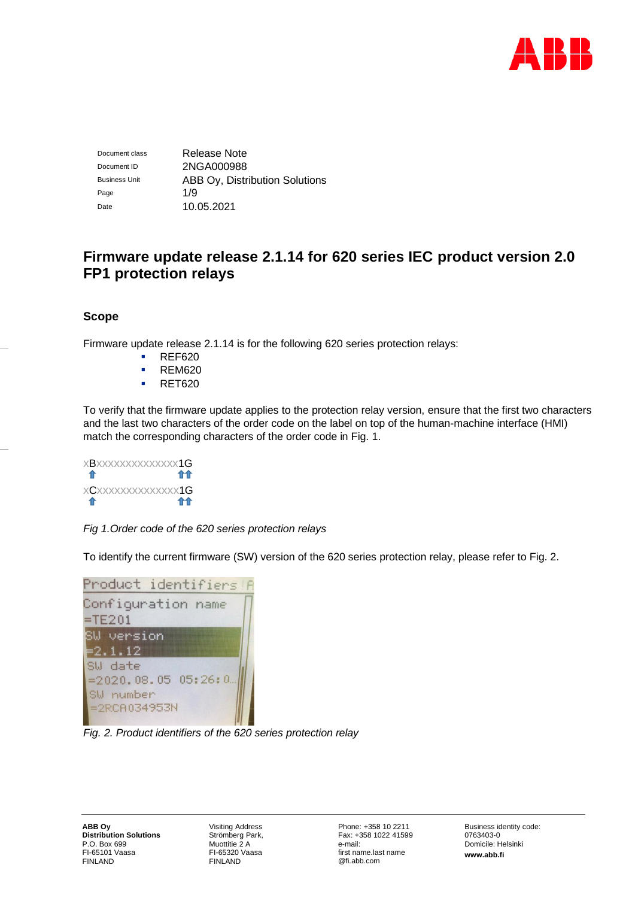| | |
|---|---|
| Document class | Release Note |
| Document ID | 2NGA000988 |
| Business Unit | ABB Oy, Distribution Solutions |
| Page | 1/9 |
| Date | 10.05.2021 |

# Firmware update release 2.1.14 for 620 series IEC product version 2.0 FP1 protection relays

## Scope

Firmware update release 2.1.14 is for the following 620 series protection relays:

- REF620
- REM620
- RET620

To verify that the firmware update applies to the protection relay version, ensure that the first two characters and the last two characters of the order code on the label on top of the human-machine interface (HMI) match the corresponding characters of the order code in Fig. 1.

XBXXXXXXXXXXXXXX1G

XCXXXXXXXXXXXXXX1G

*Fig 1.Order code of the 620 series protection relays*

To identify the current firmware (SW) version of the 620 series protection relay, please refer to Fig. 2.

Product identifiers

Configuration name
=TE201

SW version
=2.1.12

SW date
=2020.08.05 05:26:0...

SW number
=2RCA034953N

*Fig. 2. Product identifiers of the 620 series protection relay*

**ABB Oy**
**Distribution Solutions**
P.O. Box 699
FI-65101 Vaasa
FINLAND

Visiting Address
Strömberg Park,
Muottitie 2 A
FI-65320 Vaasa
FINLAND

Phone: +358 10 2211
Fax: +358 1022 41599
e-mail:
first name.last name
@fi.abb.com

Business identity code:
0763403-0
Domicile: Helsinki
**www.abb.fi**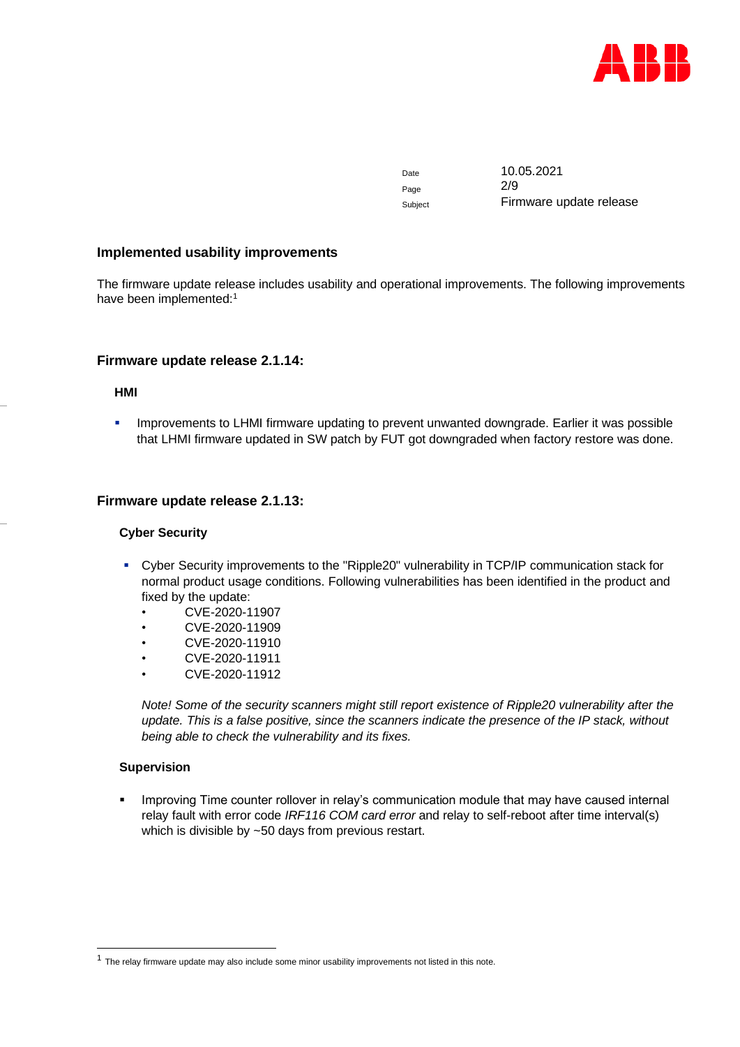## Implemented usability improvements

The firmware update release includes usability and operational improvements. The following improvements have been implemented:[1]

### Firmware update release 2.1.14:

#### HMI

- Improvements to LHMI firmware updating to prevent unwanted downgrade. Earlier it was possible that LHMI firmware updated in SW patch by FUT got downgraded when factory restore was done.

### Firmware update release 2.1.13:

#### Cyber Security

- Cyber Security improvements to the "Ripple20" vulnerability in TCP/IP communication stack for normal product usage conditions. Following vulnerabilities has been identified in the product and fixed by the update:
  - CVE-2020-11907
  - CVE-2020-11909
  - CVE-2020-11910
  - CVE-2020-11911
  - CVE-2020-11912

  *Note! Some of the security scanners might still report existence of Ripple20 vulnerability after the update. This is a false positive, since the scanners indicate the presence of the IP stack, without being able to check the vulnerability and its fixes.*

#### Supervision

- Improving Time counter rollover in relay's communication module that may have caused internal relay fault with error code *IRF116 COM card error* and relay to self-reboot after time interval(s) which is divisible by ~50 days from previous restart.

[1] The relay firmware update may also include some minor usability improvements not listed in this note.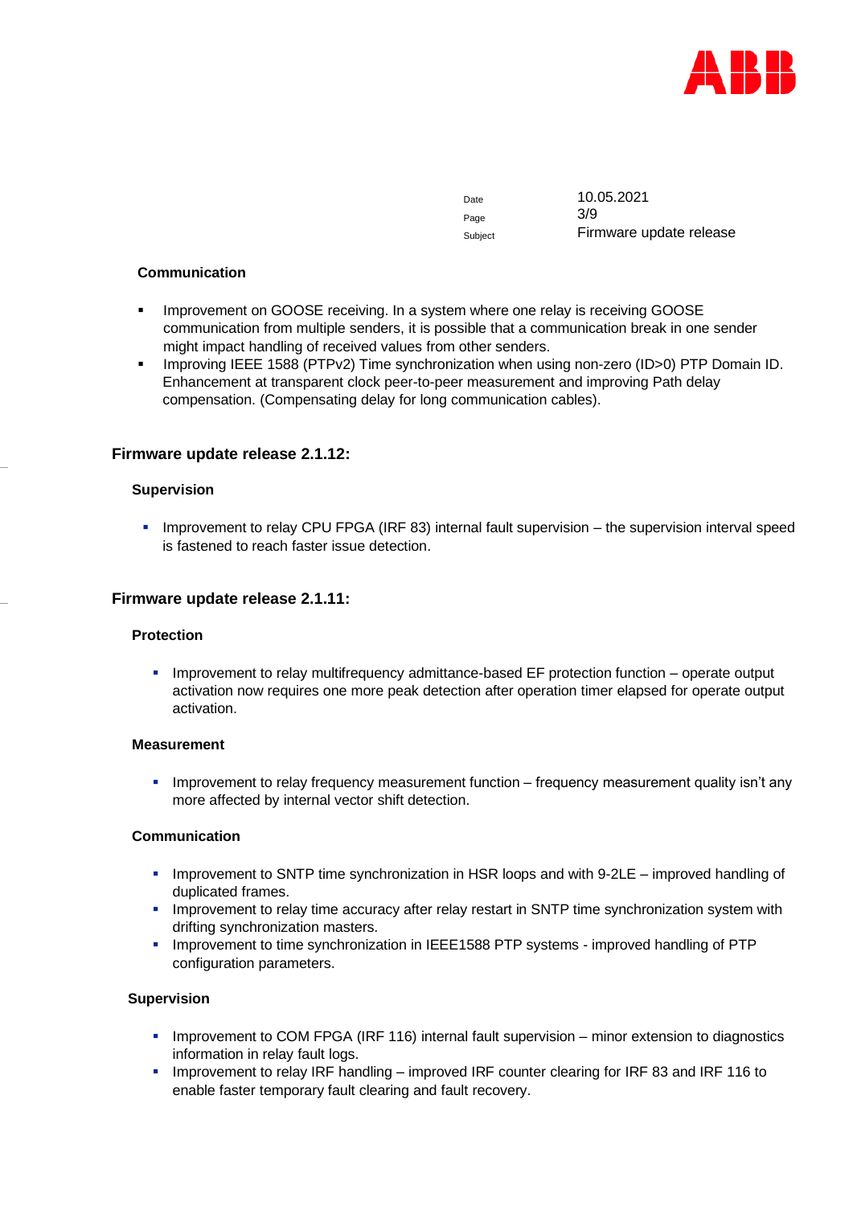#### Communication

- Improvement on GOOSE receiving. In a system where one relay is receiving GOOSE communication from multiple senders, it is possible that a communication break in one sender might impact handling of received values from other senders.
- Improving IEEE 1588 (PTPv2) Time synchronization when using non-zero (ID>0) PTP Domain ID. Enhancement at transparent clock peer-to-peer measurement and improving Path delay compensation. (Compensating delay for long communication cables).

### Firmware update release 2.1.12:

#### Supervision

- Improvement to relay CPU FPGA (IRF 83) internal fault supervision – the supervision interval speed is fastened to reach faster issue detection.

### Firmware update release 2.1.11:

#### Protection

- Improvement to relay multifrequency admittance-based EF protection function – operate output activation now requires one more peak detection after operation timer elapsed for operate output activation.

#### Measurement

- Improvement to relay frequency measurement function – frequency measurement quality isn't any more affected by internal vector shift detection.

#### Communication

- Improvement to SNTP time synchronization in HSR loops and with 9-2LE – improved handling of duplicated frames.
- Improvement to relay time accuracy after relay restart in SNTP time synchronization system with drifting synchronization masters.
- Improvement to time synchronization in IEEE1588 PTP systems - improved handling of PTP configuration parameters.

#### Supervision

- Improvement to COM FPGA (IRF 116) internal fault supervision – minor extension to diagnostics information in relay fault logs.
- Improvement to relay IRF handling – improved IRF counter clearing for IRF 83 and IRF 116 to enable faster temporary fault clearing and fault recovery.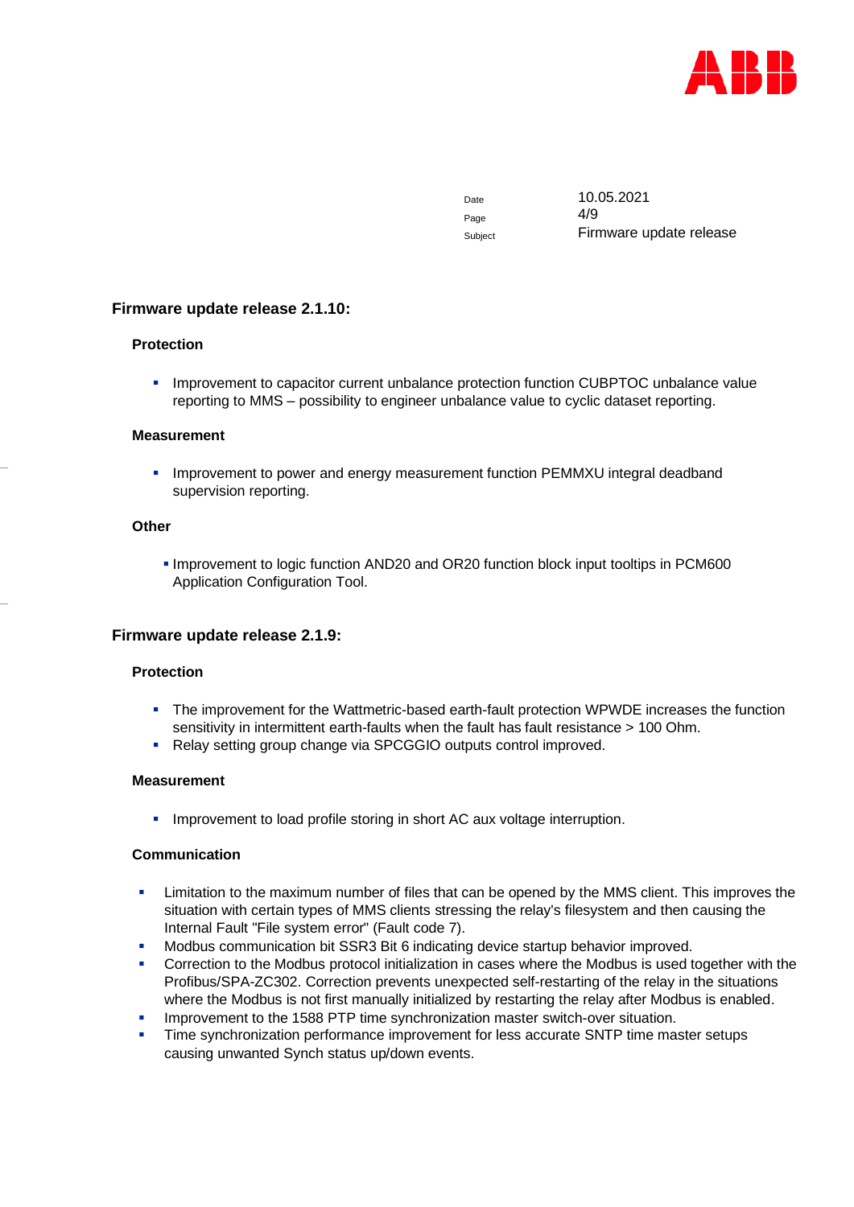## Firmware update release 2.1.10:

### Protection

- Improvement to capacitor current unbalance protection function CUBPTOC unbalance value reporting to MMS – possibility to engineer unbalance value to cyclic dataset reporting.

### Measurement

- Improvement to power and energy measurement function PEMMXU integral deadband supervision reporting.

### Other

- Improvement to logic function AND20 and OR20 function block input tooltips in PCM600 Application Configuration Tool.

## Firmware update release 2.1.9:

### Protection

- The improvement for the Wattmetric-based earth-fault protection WPWDE increases the function sensitivity in intermittent earth-faults when the fault has fault resistance > 100 Ohm.
- Relay setting group change via SPCGGIO outputs control improved.

### Measurement

- Improvement to load profile storing in short AC aux voltage interruption.

### Communication

- Limitation to the maximum number of files that can be opened by the MMS client. This improves the situation with certain types of MMS clients stressing the relay's filesystem and then causing the Internal Fault "File system error" (Fault code 7).
- Modbus communication bit SSR3 Bit 6 indicating device startup behavior improved.
- Correction to the Modbus protocol initialization in cases where the Modbus is used together with the Profibus/SPA-ZC302. Correction prevents unexpected self-restarting of the relay in the situations where the Modbus is not first manually initialized by restarting the relay after Modbus is enabled.
- Improvement to the 1588 PTP time synchronization master switch-over situation.
- Time synchronization performance improvement for less accurate SNTP time master setups causing unwanted Synch status up/down events.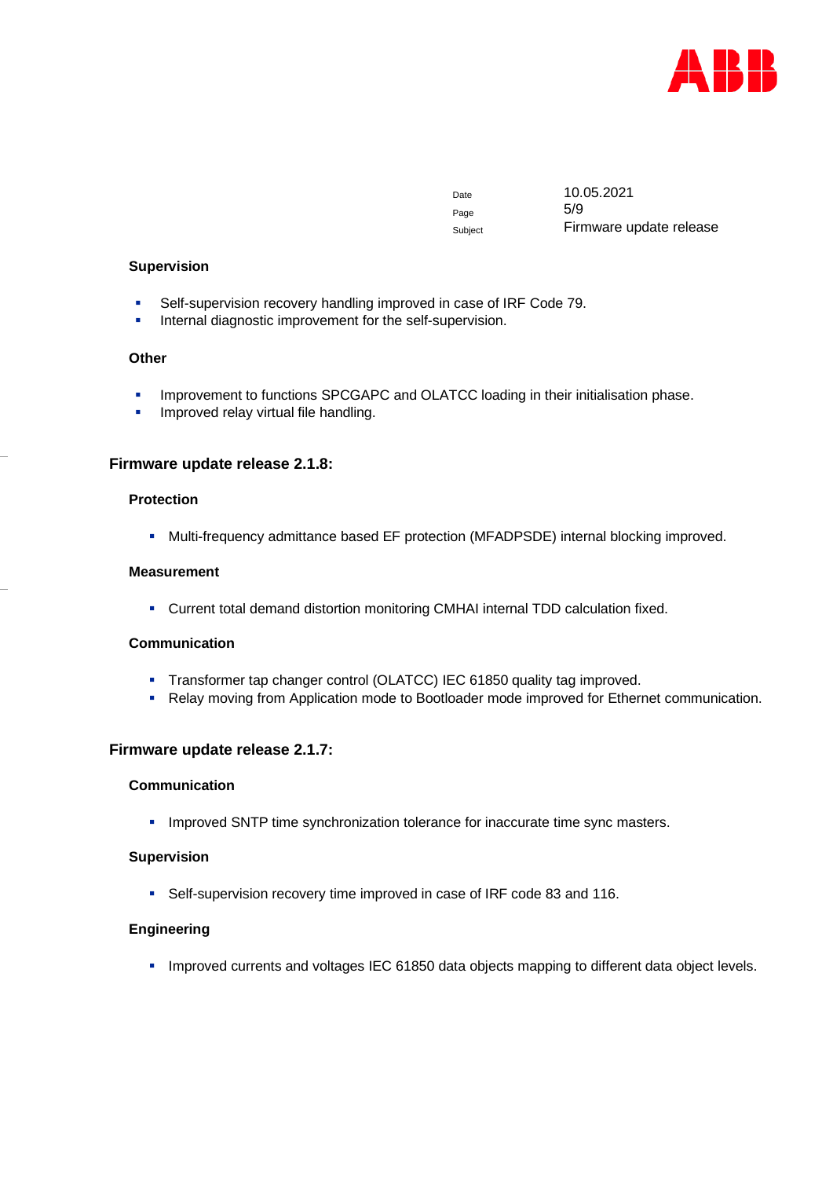### Supervision

- Self-supervision recovery handling improved in case of IRF Code 79.
- Internal diagnostic improvement for the self-supervision.

### Other

- Improvement to functions SPCGAPC and OLATCC loading in their initialisation phase.
- Improved relay virtual file handling.

## Firmware update release 2.1.8:

### Protection

- Multi-frequency admittance based EF protection (MFADPSDE) internal blocking improved.

### Measurement

- Current total demand distortion monitoring CMHAI internal TDD calculation fixed.

### Communication

- Transformer tap changer control (OLATCC) IEC 61850 quality tag improved.
- Relay moving from Application mode to Bootloader mode improved for Ethernet communication.

## Firmware update release 2.1.7:

### Communication

- Improved SNTP time synchronization tolerance for inaccurate time sync masters.

### Supervision

- Self-supervision recovery time improved in case of IRF code 83 and 116.

### Engineering

- Improved currents and voltages IEC 61850 data objects mapping to different data object levels.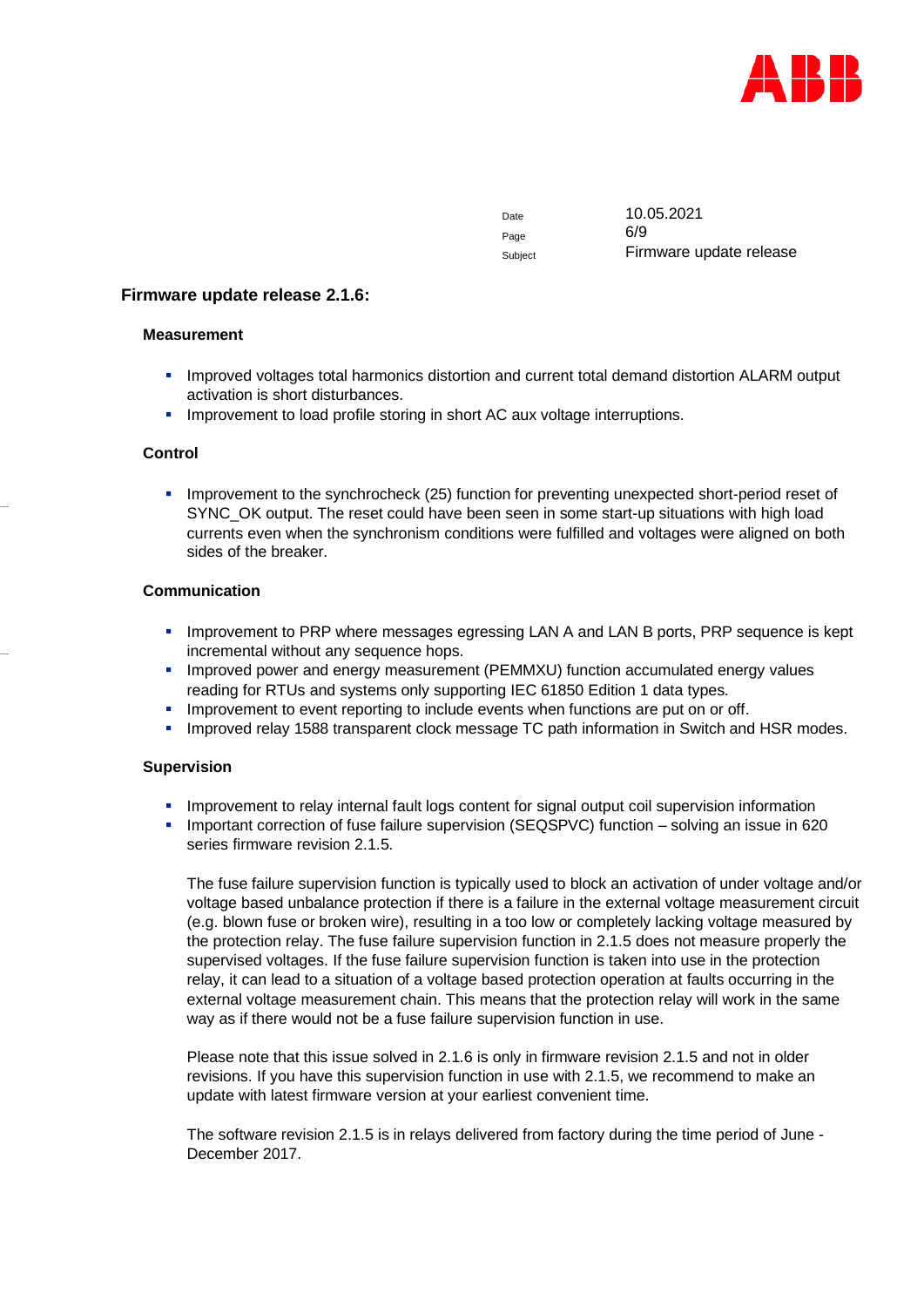## Firmware update release 2.1.6:

### Measurement

- Improved voltages total harmonics distortion and current total demand distortion ALARM output activation is short disturbances.
- Improvement to load profile storing in short AC aux voltage interruptions.

### Control

- Improvement to the synchrocheck (25) function for preventing unexpected short-period reset of SYNC_OK output. The reset could have been seen in some start-up situations with high load currents even when the synchronism conditions were fulfilled and voltages were aligned on both sides of the breaker.

### Communication

- Improvement to PRP where messages egressing LAN A and LAN B ports, PRP sequence is kept incremental without any sequence hops.
- Improved power and energy measurement (PEMMXU) function accumulated energy values reading for RTUs and systems only supporting IEC 61850 Edition 1 data types.
- Improvement to event reporting to include events when functions are put on or off.
- Improved relay 1588 transparent clock message TC path information in Switch and HSR modes.

### Supervision

- Improvement to relay internal fault logs content for signal output coil supervision information
- Important correction of fuse failure supervision (SEQSPVC) function – solving an issue in 620 series firmware revision 2.1.5.

  The fuse failure supervision function is typically used to block an activation of under voltage and/or voltage based unbalance protection if there is a failure in the external voltage measurement circuit (e.g. blown fuse or broken wire), resulting in a too low or completely lacking voltage measured by the protection relay. The fuse failure supervision function in 2.1.5 does not measure properly the supervised voltages. If the fuse failure supervision function is taken into use in the protection relay, it can lead to a situation of a voltage based protection operation at faults occurring in the external voltage measurement chain. This means that the protection relay will work in the same way as if there would not be a fuse failure supervision function in use.

  Please note that this issue solved in 2.1.6 is only in firmware revision 2.1.5 and not in older revisions. If you have this supervision function in use with 2.1.5, we recommend to make an update with latest firmware version at your earliest convenient time.

  The software revision 2.1.5 is in relays delivered from factory during the time period of June - December 2017.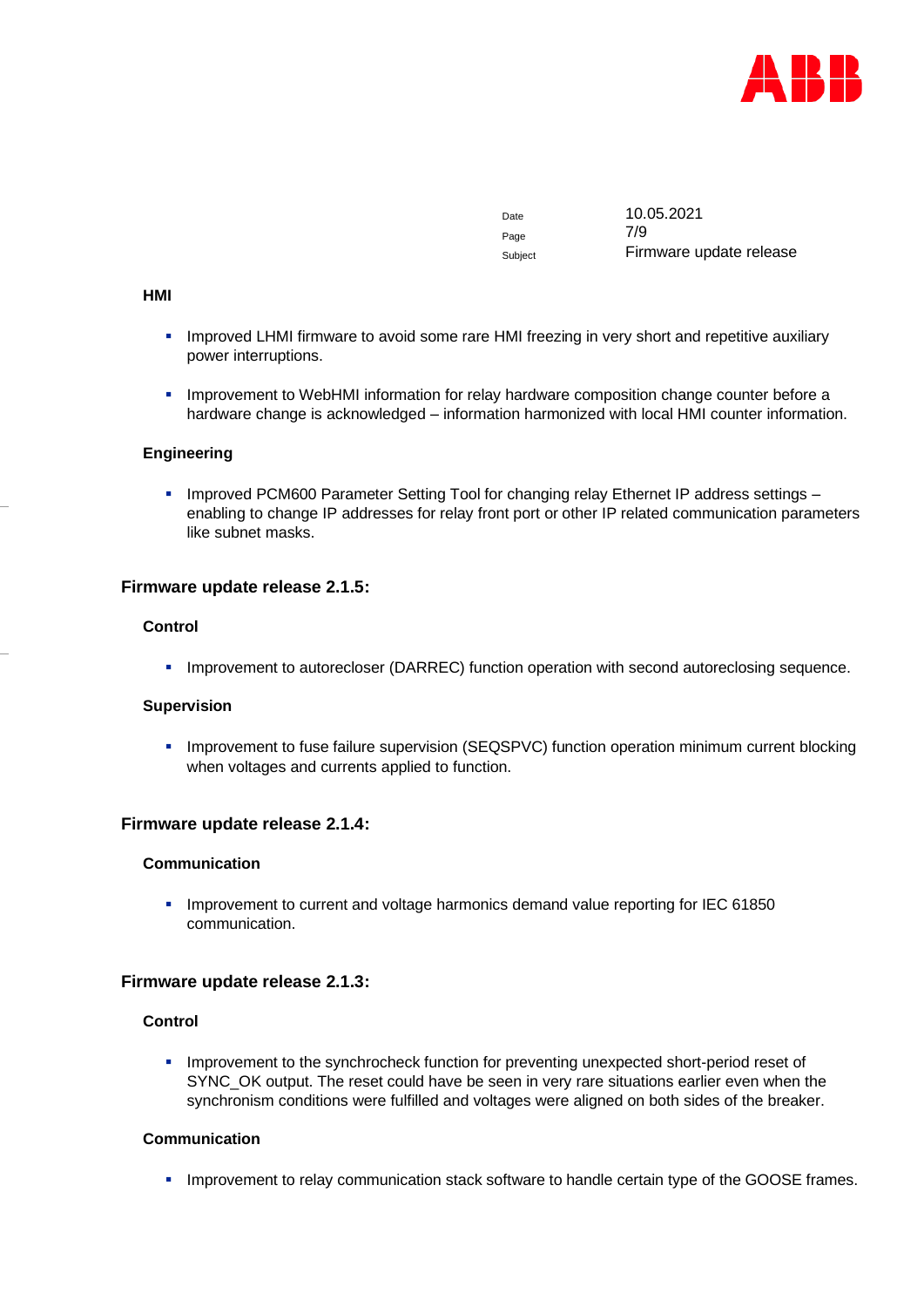### HMI

- Improved LHMI firmware to avoid some rare HMI freezing in very short and repetitive auxiliary power interruptions.
- Improvement to WebHMI information for relay hardware composition change counter before a hardware change is acknowledged – information harmonized with local HMI counter information.

### Engineering

- Improved PCM600 Parameter Setting Tool for changing relay Ethernet IP address settings – enabling to change IP addresses for relay front port or other IP related communication parameters like subnet masks.

## Firmware update release 2.1.5:

### Control

- Improvement to autorecloser (DARREC) function operation with second autoreclosing sequence.

### Supervision

- Improvement to fuse failure supervision (SEQSPVC) function operation minimum current blocking when voltages and currents applied to function.

## Firmware update release 2.1.4:

### Communication

- Improvement to current and voltage harmonics demand value reporting for IEC 61850 communication.

## Firmware update release 2.1.3:

### Control

- Improvement to the synchrocheck function for preventing unexpected short-period reset of SYNC_OK output. The reset could have be seen in very rare situations earlier even when the synchronism conditions were fulfilled and voltages were aligned on both sides of the breaker.

### Communication

- Improvement to relay communication stack software to handle certain type of the GOOSE frames.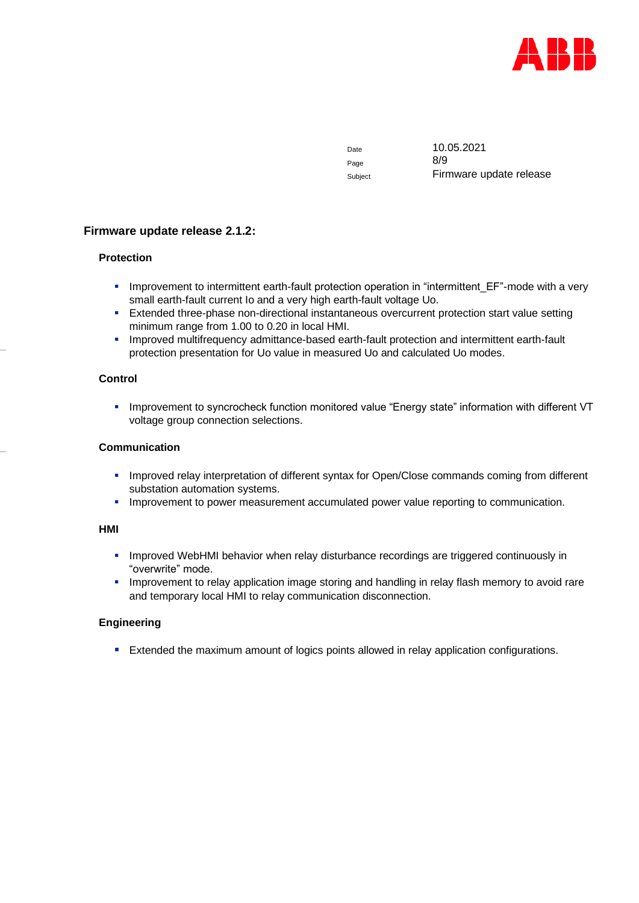## Firmware update release 2.1.2:

### Protection

- Improvement to intermittent earth-fault protection operation in “intermittent_EF”-mode with a very small earth-fault current Io and a very high earth-fault voltage Uo.
- Extended three-phase non-directional instantaneous overcurrent protection start value setting minimum range from 1.00 to 0.20 in local HMI.
- Improved multifrequency admittance-based earth-fault protection and intermittent earth-fault protection presentation for Uo value in measured Uo and calculated Uo modes.

### Control

- Improvement to syncrocheck function monitored value “Energy state” information with different VT voltage group connection selections.

### Communication

- Improved relay interpretation of different syntax for Open/Close commands coming from different substation automation systems.
- Improvement to power measurement accumulated power value reporting to communication.

### HMI

- Improved WebHMI behavior when relay disturbance recordings are triggered continuously in “overwrite” mode.
- Improvement to relay application image storing and handling in relay flash memory to avoid rare and temporary local HMI to relay communication disconnection.

### Engineering

- Extended the maximum amount of logics points allowed in relay application configurations.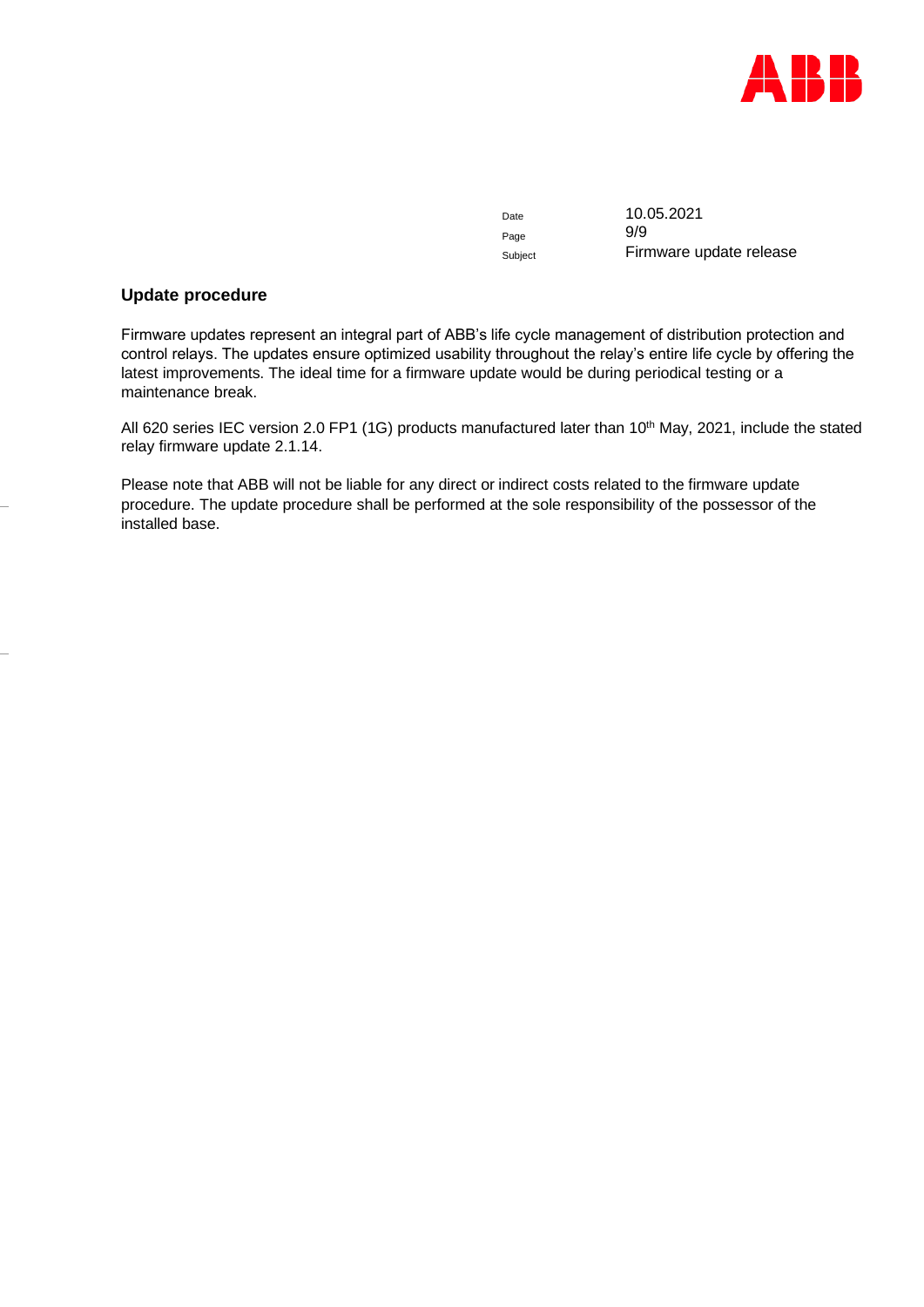## Update procedure

Firmware updates represent an integral part of ABB's life cycle management of distribution protection and control relays. The updates ensure optimized usability throughout the relay's entire life cycle by offering the latest improvements. The ideal time for a firmware update would be during periodical testing or a maintenance break.

All 620 series IEC version 2.0 FP1 (1G) products manufactured later than 10th May, 2021, include the stated relay firmware update 2.1.14.

Please note that ABB will not be liable for any direct or indirect costs related to the firmware update procedure. The update procedure shall be performed at the sole responsibility of the possessor of the installed base.